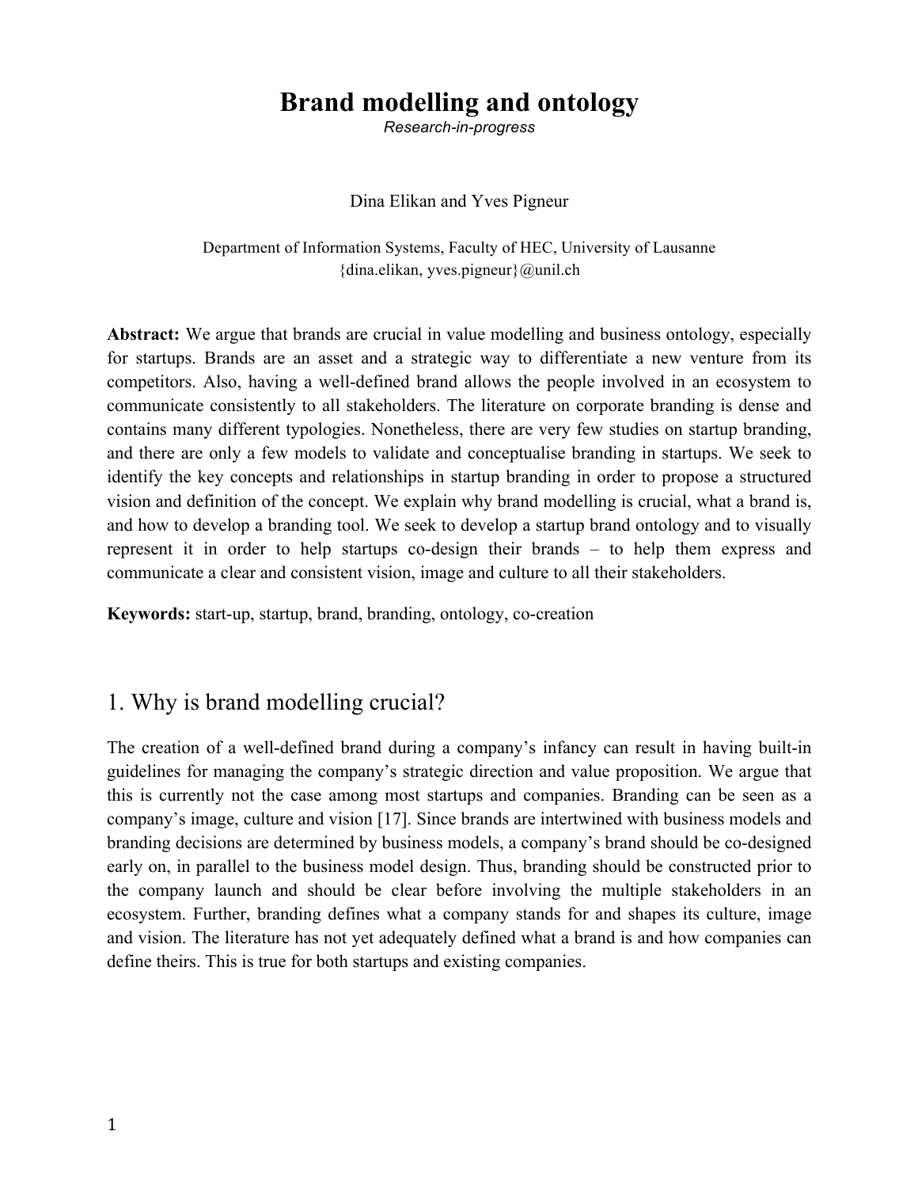# Brand modelling and ontology

*Research-in-progress*

Dina Elikan and Yves Pigneur

Department of Information Systems, Faculty of HEC, University of Lausanne
{dina.elikan, yves.pigneur}@unil.ch

**Abstract:** We argue that brands are crucial in value modelling and business ontology, especially for startups. Brands are an asset and a strategic way to differentiate a new venture from its competitors. Also, having a well-defined brand allows the people involved in an ecosystem to communicate consistently to all stakeholders. The literature on corporate branding is dense and contains many different typologies. Nonetheless, there are very few studies on startup branding, and there are only a few models to validate and conceptualise branding in startups. We seek to identify the key concepts and relationships in startup branding in order to propose a structured vision and definition of the concept. We explain why brand modelling is crucial, what a brand is, and how to develop a branding tool. We seek to develop a startup brand ontology and to visually represent it in order to help startups co-design their brands – to help them express and communicate a clear and consistent vision, image and culture to all their stakeholders.

**Keywords:** start-up, startup, brand, branding, ontology, co-creation

## 1. Why is brand modelling crucial?

The creation of a well-defined brand during a company's infancy can result in having built-in guidelines for managing the company's strategic direction and value proposition. We argue that this is currently not the case among most startups and companies. Branding can be seen as a company's image, culture and vision [17]. Since brands are intertwined with business models and branding decisions are determined by business models, a company's brand should be co-designed early on, in parallel to the business model design. Thus, branding should be constructed prior to the company launch and should be clear before involving the multiple stakeholders in an ecosystem. Further, branding defines what a company stands for and shapes its culture, image and vision. The literature has not yet adequately defined what a brand is and how companies can define theirs. This is true for both startups and existing companies.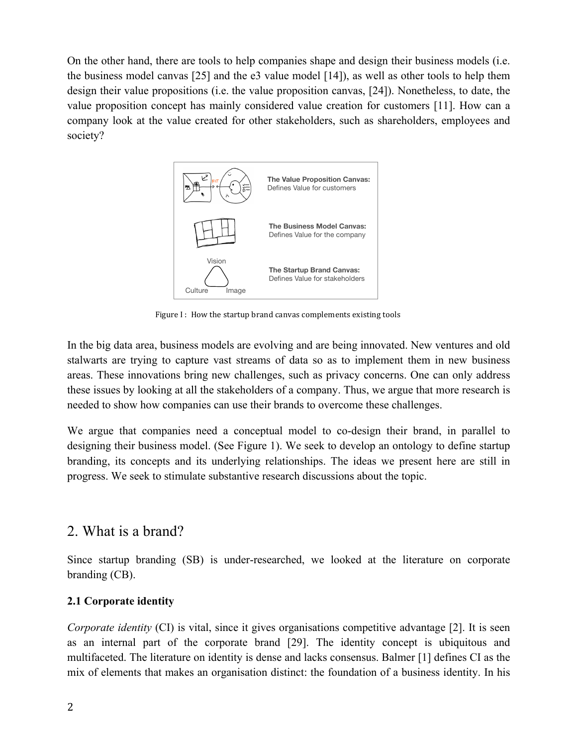On the other hand, there are tools to help companies shape and design their business models (i.e. the business model canvas [25] and the e3 value model [14]), as well as other tools to help them design their value propositions (i.e. the value proposition canvas, [24]). Nonetheless, to date, the value proposition concept has mainly considered value creation for customers [11]. How can a company look at the value created for other stakeholders, such as shareholders, employees and society?

**The Value Proposition Canvas:** Defines Value for customers

**The Business Model Canvas:** Defines Value for the company

Vision

Culture Image

**The Startup Brand Canvas:** Defines Value for stakeholders

Figure 1: How the startup brand canvas complements existing tools

In the big data area, business models are evolving and are being innovated. New ventures and old stalwarts are trying to capture vast streams of data so as to implement them in new business areas. These innovations bring new challenges, such as privacy concerns. One can only address these issues by looking at all the stakeholders of a company. Thus, we argue that more research is needed to show how companies can use their brands to overcome these challenges.

We argue that companies need a conceptual model to co-design their brand, in parallel to designing their business model. (See Figure 1). We seek to develop an ontology to define startup branding, its concepts and its underlying relationships. The ideas we present here are still in progress. We seek to stimulate substantive research discussions about the topic.

## 2. What is a brand?

Since startup branding (SB) is under-researched, we looked at the literature on corporate branding (CB).

### 2.1 Corporate identity

*Corporate identity* (CI) is vital, since it gives organisations competitive advantage [2]. It is seen as an internal part of the corporate brand [29]. The identity concept is ubiquitous and multifaceted. The literature on identity is dense and lacks consensus. Balmer [1] defines CI as the mix of elements that makes an organisation distinct: the foundation of a business identity. In his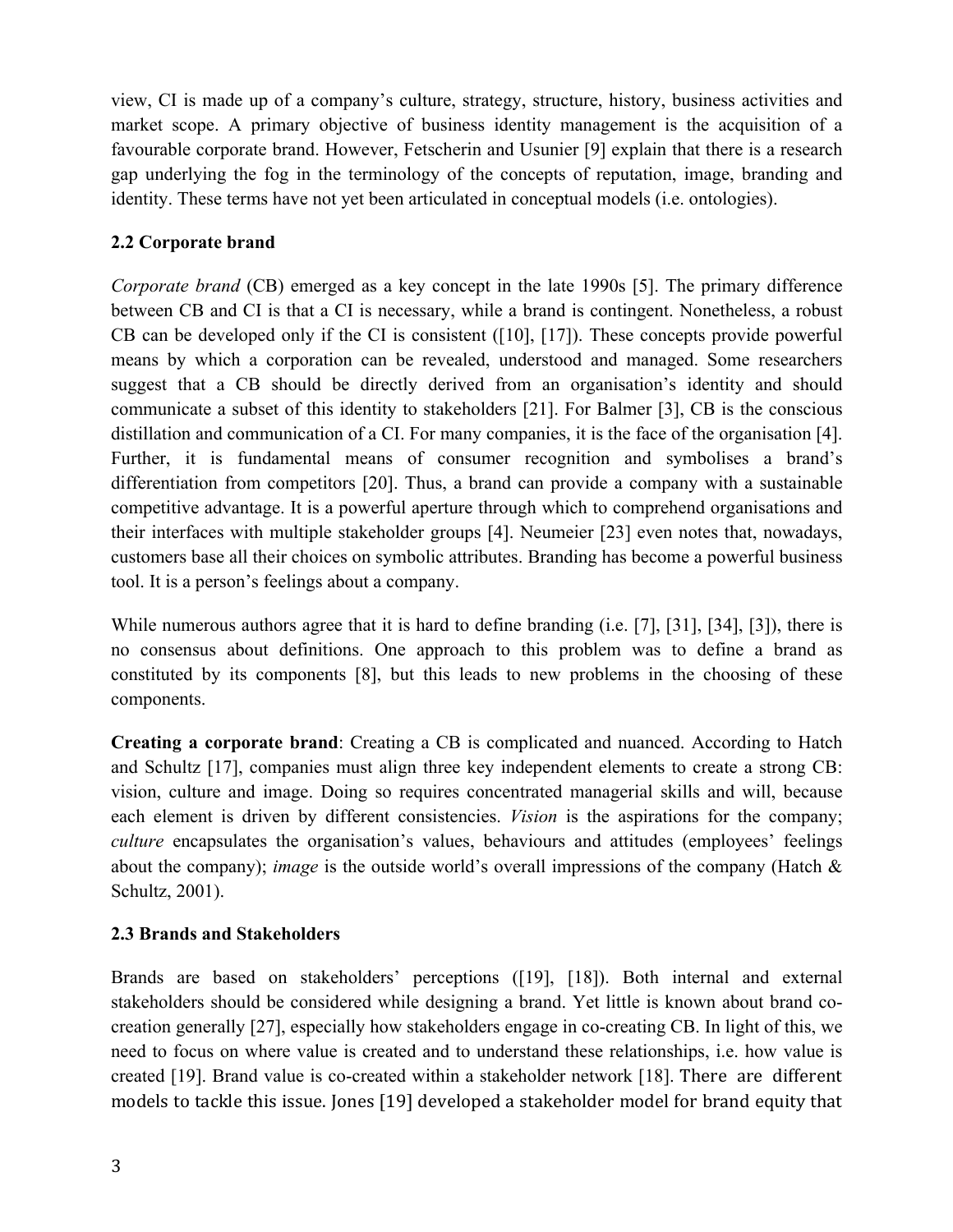view, CI is made up of a company's culture, strategy, structure, history, business activities and market scope. A primary objective of business identity management is the acquisition of a favourable corporate brand. However, Fetscherin and Usunier [9] explain that there is a research gap underlying the fog in the terminology of the concepts of reputation, image, branding and identity. These terms have not yet been articulated in conceptual models (i.e. ontologies).

### 2.2 Corporate brand

*Corporate brand* (CB) emerged as a key concept in the late 1990s [5]. The primary difference between CB and CI is that a CI is necessary, while a brand is contingent. Nonetheless, a robust CB can be developed only if the CI is consistent ([10], [17]). These concepts provide powerful means by which a corporation can be revealed, understood and managed. Some researchers suggest that a CB should be directly derived from an organisation's identity and should communicate a subset of this identity to stakeholders [21]. For Balmer [3], CB is the conscious distillation and communication of a CI. For many companies, it is the face of the organisation [4]. Further, it is fundamental means of consumer recognition and symbolises a brand's differentiation from competitors [20]. Thus, a brand can provide a company with a sustainable competitive advantage. It is a powerful aperture through which to comprehend organisations and their interfaces with multiple stakeholder groups [4]. Neumeier [23] even notes that, nowadays, customers base all their choices on symbolic attributes. Branding has become a powerful business tool. It is a person's feelings about a company.

While numerous authors agree that it is hard to define branding (i.e. [7], [31], [34], [3]), there is no consensus about definitions. One approach to this problem was to define a brand as constituted by its components [8], but this leads to new problems in the choosing of these components.

**Creating a corporate brand**: Creating a CB is complicated and nuanced. According to Hatch and Schultz [17], companies must align three key independent elements to create a strong CB: vision, culture and image. Doing so requires concentrated managerial skills and will, because each element is driven by different consistencies. *Vision* is the aspirations for the company; *culture* encapsulates the organisation's values, behaviours and attitudes (employees' feelings about the company); *image* is the outside world's overall impressions of the company (Hatch & Schultz, 2001).

### 2.3 Brands and Stakeholders

Brands are based on stakeholders' perceptions ([19], [18]). Both internal and external stakeholders should be considered while designing a brand. Yet little is known about brand co-creation generally [27], especially how stakeholders engage in co-creating CB. In light of this, we need to focus on where value is created and to understand these relationships, i.e. how value is created [19]. Brand value is co-created within a stakeholder network [18]. There are different models to tackle this issue. Jones [19] developed a stakeholder model for brand equity that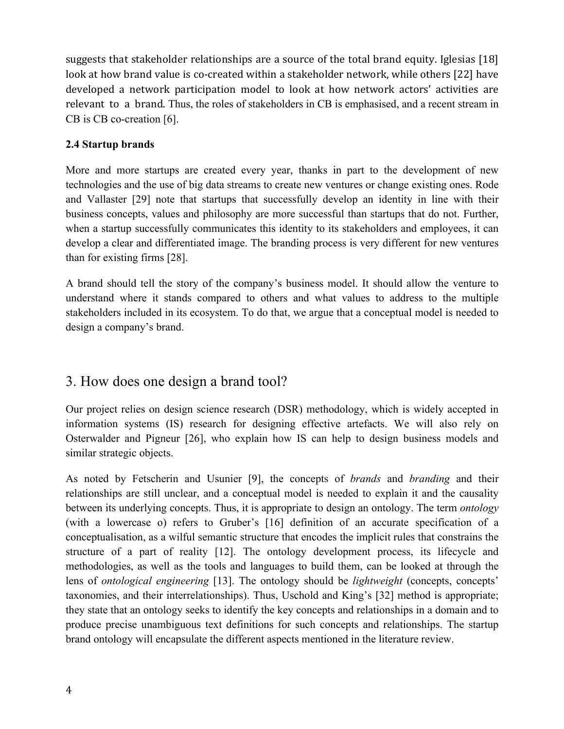suggests that stakeholder relationships are a source of the total brand equity. Iglesias [18] look at how brand value is co-created within a stakeholder network, while others [22] have developed a network participation model to look at how network actors' activities are relevant to a brand. Thus, the roles of stakeholders in CB is emphasised, and a recent stream in CB is CB co-creation [6].

### 2.4 Startup brands

More and more startups are created every year, thanks in part to the development of new technologies and the use of big data streams to create new ventures or change existing ones. Rode and Vallaster [29] note that startups that successfully develop an identity in line with their business concepts, values and philosophy are more successful than startups that do not. Further, when a startup successfully communicates this identity to its stakeholders and employees, it can develop a clear and differentiated image. The branding process is very different for new ventures than for existing firms [28].

A brand should tell the story of the company's business model. It should allow the venture to understand where it stands compared to others and what values to address to the multiple stakeholders included in its ecosystem. To do that, we argue that a conceptual model is needed to design a company's brand.

## 3. How does one design a brand tool?

Our project relies on design science research (DSR) methodology, which is widely accepted in information systems (IS) research for designing effective artefacts. We will also rely on Osterwalder and Pigneur [26], who explain how IS can help to design business models and similar strategic objects.

As noted by Fetscherin and Usunier [9], the concepts of *brands* and *branding* and their relationships are still unclear, and a conceptual model is needed to explain it and the causality between its underlying concepts. Thus, it is appropriate to design an ontology. The term *ontology* (with a lowercase o) refers to Gruber's [16] definition of an accurate specification of a conceptualisation, as a wilful semantic structure that encodes the implicit rules that constrains the structure of a part of reality [12]. The ontology development process, its lifecycle and methodologies, as well as the tools and languages to build them, can be looked at through the lens of *ontological engineering* [13]. The ontology should be *lightweight* (concepts, concepts' taxonomies, and their interrelationships). Thus, Uschold and King's [32] method is appropriate; they state that an ontology seeks to identify the key concepts and relationships in a domain and to produce precise unambiguous text definitions for such concepts and relationships. The startup brand ontology will encapsulate the different aspects mentioned in the literature review.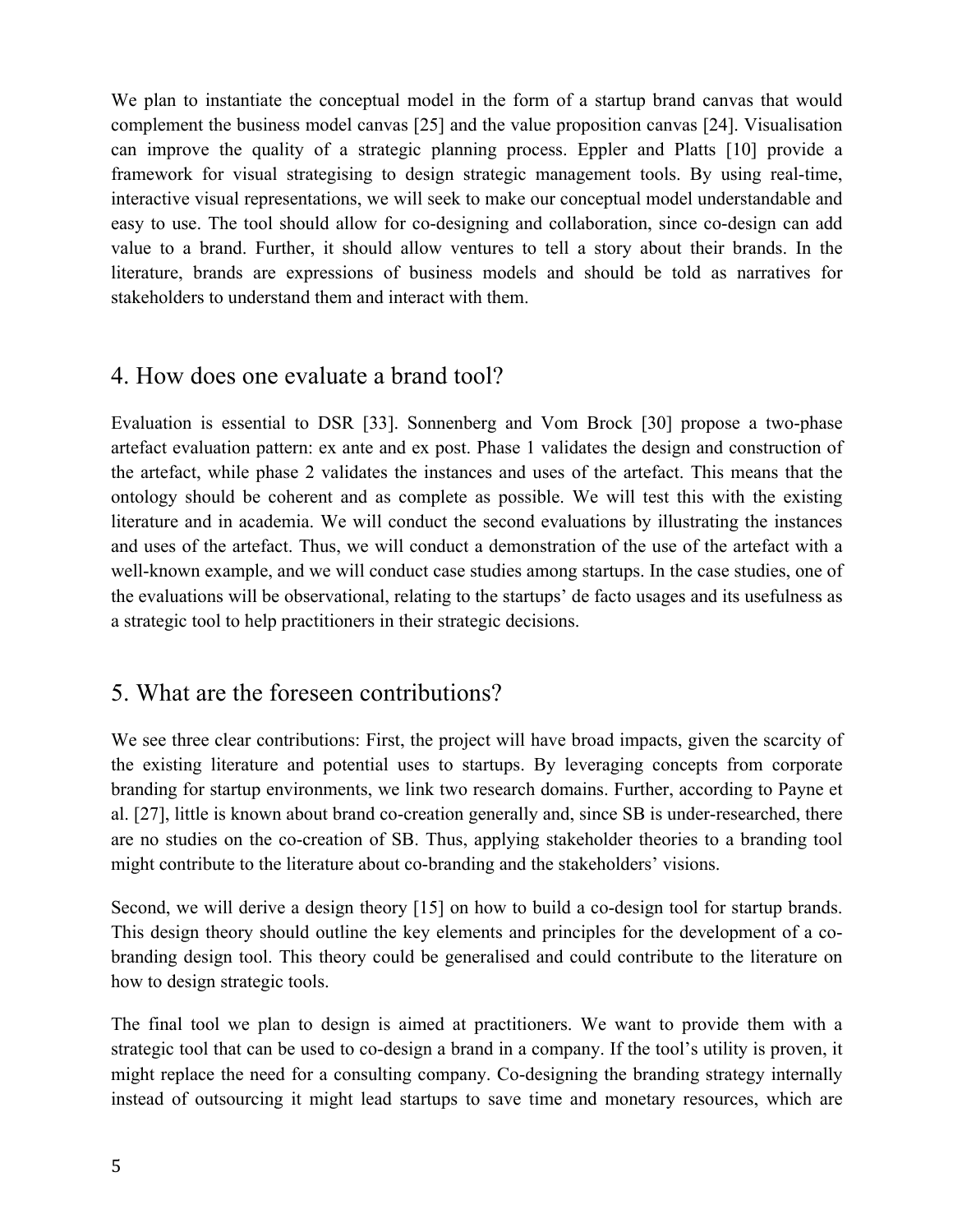We plan to instantiate the conceptual model in the form of a startup brand canvas that would complement the business model canvas [25] and the value proposition canvas [24]. Visualisation can improve the quality of a strategic planning process. Eppler and Platts [10] provide a framework for visual strategising to design strategic management tools. By using real-time, interactive visual representations, we will seek to make our conceptual model understandable and easy to use. The tool should allow for co-designing and collaboration, since co-design can add value to a brand. Further, it should allow ventures to tell a story about their brands. In the literature, brands are expressions of business models and should be told as narratives for stakeholders to understand them and interact with them.

## 4. How does one evaluate a brand tool?

Evaluation is essential to DSR [33]. Sonnenberg and Vom Brock [30] propose a two-phase artefact evaluation pattern: ex ante and ex post. Phase 1 validates the design and construction of the artefact, while phase 2 validates the instances and uses of the artefact. This means that the ontology should be coherent and as complete as possible. We will test this with the existing literature and in academia. We will conduct the second evaluations by illustrating the instances and uses of the artefact. Thus, we will conduct a demonstration of the use of the artefact with a well-known example, and we will conduct case studies among startups. In the case studies, one of the evaluations will be observational, relating to the startups' de facto usages and its usefulness as a strategic tool to help practitioners in their strategic decisions.

## 5. What are the foreseen contributions?

We see three clear contributions: First, the project will have broad impacts, given the scarcity of the existing literature and potential uses to startups. By leveraging concepts from corporate branding for startup environments, we link two research domains. Further, according to Payne et al. [27], little is known about brand co-creation generally and, since SB is under-researched, there are no studies on the co-creation of SB. Thus, applying stakeholder theories to a branding tool might contribute to the literature about co-branding and the stakeholders' visions.

Second, we will derive a design theory [15] on how to build a co-design tool for startup brands. This design theory should outline the key elements and principles for the development of a co-branding design tool. This theory could be generalised and could contribute to the literature on how to design strategic tools.

The final tool we plan to design is aimed at practitioners. We want to provide them with a strategic tool that can be used to co-design a brand in a company. If the tool's utility is proven, it might replace the need for a consulting company. Co-designing the branding strategy internally instead of outsourcing it might lead startups to save time and monetary resources, which are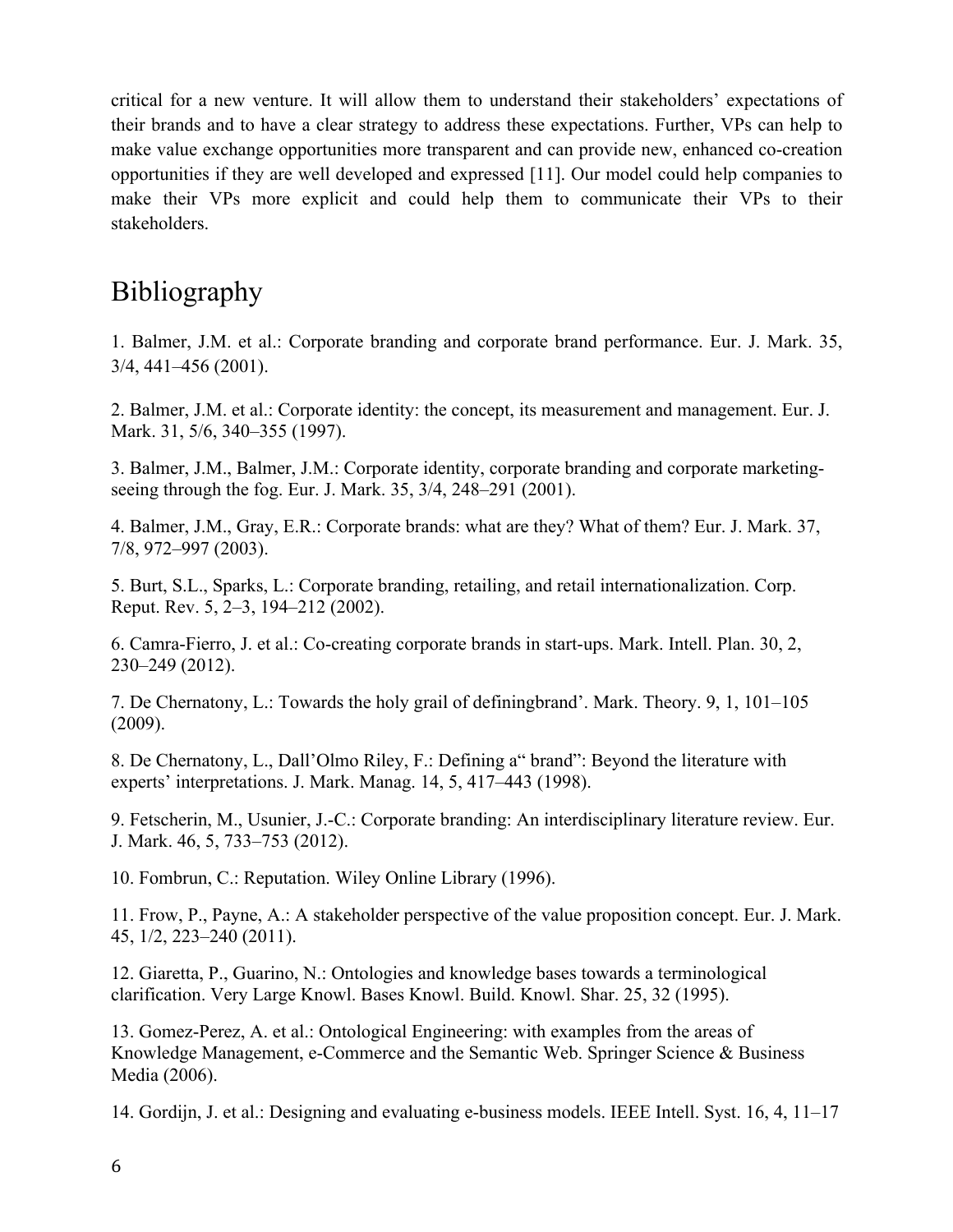critical for a new venture. It will allow them to understand their stakeholders' expectations of their brands and to have a clear strategy to address these expectations. Further, VPs can help to make value exchange opportunities more transparent and can provide new, enhanced co-creation opportunities if they are well developed and expressed [11]. Our model could help companies to make their VPs more explicit and could help them to communicate their VPs to their stakeholders.

# Bibliography

1. Balmer, J.M. et al.: Corporate branding and corporate brand performance. Eur. J. Mark. 35, 3/4, 441–456 (2001).

2. Balmer, J.M. et al.: Corporate identity: the concept, its measurement and management. Eur. J. Mark. 31, 5/6, 340–355 (1997).

3. Balmer, J.M., Balmer, J.M.: Corporate identity, corporate branding and corporate marketing-seeing through the fog. Eur. J. Mark. 35, 3/4, 248–291 (2001).

4. Balmer, J.M., Gray, E.R.: Corporate brands: what are they? What of them? Eur. J. Mark. 37, 7/8, 972–997 (2003).

5. Burt, S.L., Sparks, L.: Corporate branding, retailing, and retail internationalization. Corp. Reput. Rev. 5, 2–3, 194–212 (2002).

6. Camra-Fierro, J. et al.: Co-creating corporate brands in start-ups. Mark. Intell. Plan. 30, 2, 230–249 (2012).

7. De Chernatony, L.: Towards the holy grail of definingbrand'. Mark. Theory. 9, 1, 101–105 (2009).

8. De Chernatony, L., Dall'Olmo Riley, F.: Defining a" brand": Beyond the literature with experts' interpretations. J. Mark. Manag. 14, 5, 417–443 (1998).

9. Fetscherin, M., Usunier, J.-C.: Corporate branding: An interdisciplinary literature review. Eur. J. Mark. 46, 5, 733–753 (2012).

10. Fombrun, C.: Reputation. Wiley Online Library (1996).

11. Frow, P., Payne, A.: A stakeholder perspective of the value proposition concept. Eur. J. Mark. 45, 1/2, 223–240 (2011).

12. Giaretta, P., Guarino, N.: Ontologies and knowledge bases towards a terminological clarification. Very Large Knowl. Bases Knowl. Build. Knowl. Shar. 25, 32 (1995).

13. Gomez-Perez, A. et al.: Ontological Engineering: with examples from the areas of Knowledge Management, e-Commerce and the Semantic Web. Springer Science & Business Media (2006).

14. Gordijn, J. et al.: Designing and evaluating e-business models. IEEE Intell. Syst. 16, 4, 11–17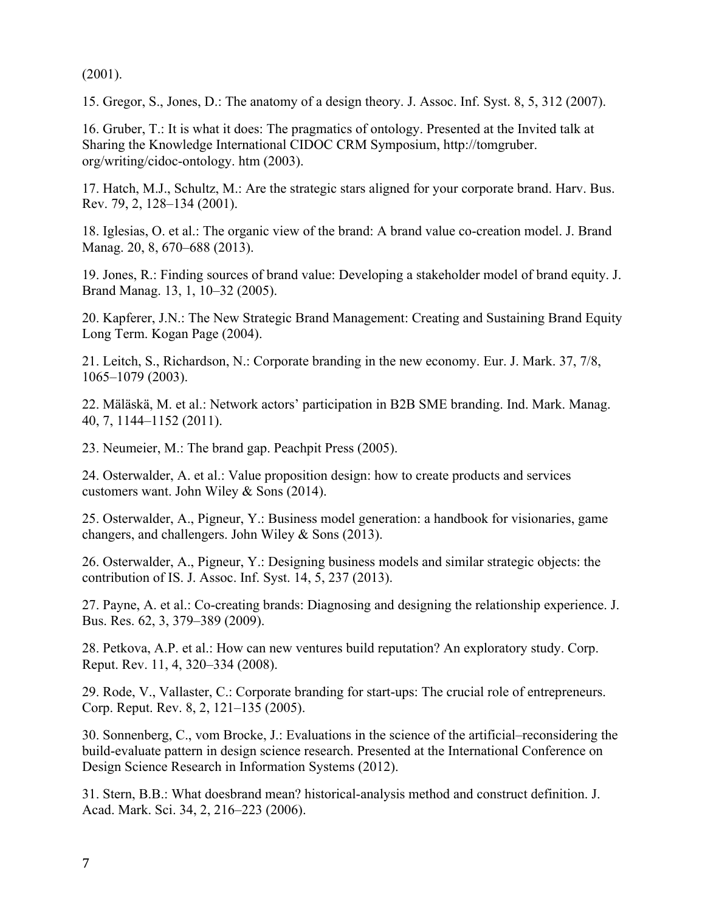(2001).

15. Gregor, S., Jones, D.: The anatomy of a design theory. J. Assoc. Inf. Syst. 8, 5, 312 (2007).

16. Gruber, T.: It is what it does: The pragmatics of ontology. Presented at the Invited talk at Sharing the Knowledge International CIDOC CRM Symposium, http://tomgruber. org/writing/cidoc-ontology. htm (2003).

17. Hatch, M.J., Schultz, M.: Are the strategic stars aligned for your corporate brand. Harv. Bus. Rev. 79, 2, 128–134 (2001).

18. Iglesias, O. et al.: The organic view of the brand: A brand value co-creation model. J. Brand Manag. 20, 8, 670–688 (2013).

19. Jones, R.: Finding sources of brand value: Developing a stakeholder model of brand equity. J. Brand Manag. 13, 1, 10–32 (2005).

20. Kapferer, J.N.: The New Strategic Brand Management: Creating and Sustaining Brand Equity Long Term. Kogan Page (2004).

21. Leitch, S., Richardson, N.: Corporate branding in the new economy. Eur. J. Mark. 37, 7/8, 1065–1079 (2003).

22. Mäläskä, M. et al.: Network actors' participation in B2B SME branding. Ind. Mark. Manag. 40, 7, 1144–1152 (2011).

23. Neumeier, M.: The brand gap. Peachpit Press (2005).

24. Osterwalder, A. et al.: Value proposition design: how to create products and services customers want. John Wiley & Sons (2014).

25. Osterwalder, A., Pigneur, Y.: Business model generation: a handbook for visionaries, game changers, and challengers. John Wiley & Sons (2013).

26. Osterwalder, A., Pigneur, Y.: Designing business models and similar strategic objects: the contribution of IS. J. Assoc. Inf. Syst. 14, 5, 237 (2013).

27. Payne, A. et al.: Co-creating brands: Diagnosing and designing the relationship experience. J. Bus. Res. 62, 3, 379–389 (2009).

28. Petkova, A.P. et al.: How can new ventures build reputation? An exploratory study. Corp. Reput. Rev. 11, 4, 320–334 (2008).

29. Rode, V., Vallaster, C.: Corporate branding for start-ups: The crucial role of entrepreneurs. Corp. Reput. Rev. 8, 2, 121–135 (2005).

30. Sonnenberg, C., vom Brocke, J.: Evaluations in the science of the artificial–reconsidering the build-evaluate pattern in design science research. Presented at the International Conference on Design Science Research in Information Systems (2012).

31. Stern, B.B.: What doesbrand mean? historical-analysis method and construct definition. J. Acad. Mark. Sci. 34, 2, 216–223 (2006).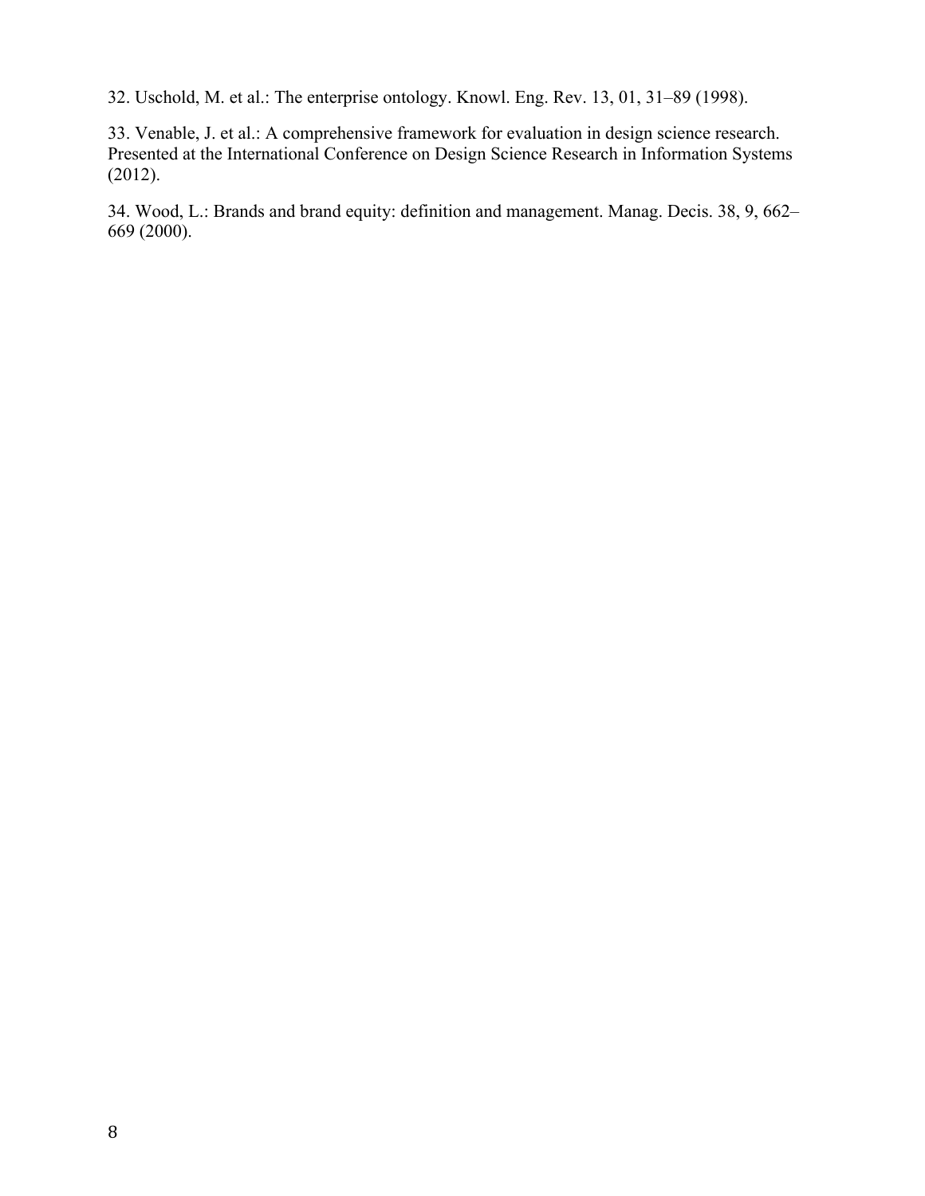32. Uschold, M. et al.: The enterprise ontology. Knowl. Eng. Rev. 13, 01, 31–89 (1998).

33. Venable, J. et al.: A comprehensive framework for evaluation in design science research. Presented at the International Conference on Design Science Research in Information Systems (2012).

34. Wood, L.: Brands and brand equity: definition and management. Manag. Decis. 38, 9, 662–669 (2000).